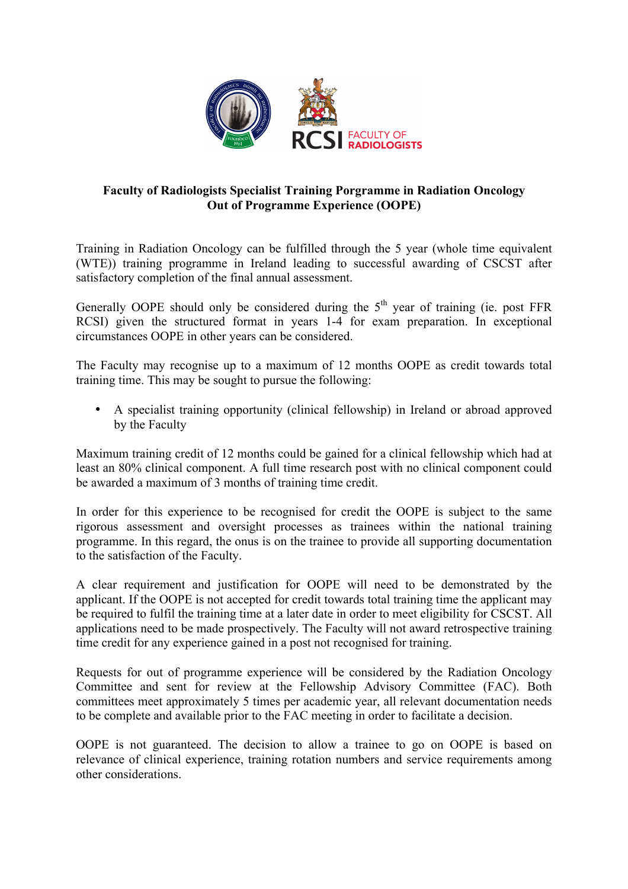**Faculty of Radiologists Specialist Training Porgramme in Radiation Oncology Out of Programme Experience (OOPE)**

Training in Radiation Oncology can be fulfilled through the 5 year (whole time equivalent (WTE)) training programme in Ireland leading to successful awarding of CSCST after satisfactory completion of the final annual assessment.

Generally OOPE should only be considered during the 5th year of training (ie. post FFR RCSI) given the structured format in years 1-4 for exam preparation. In exceptional circumstances OOPE in other years can be considered.

The Faculty may recognise up to a maximum of 12 months OOPE as credit towards total training time. This may be sought to pursue the following:

- A specialist training opportunity (clinical fellowship) in Ireland or abroad approved by the Faculty

Maximum training credit of 12 months could be gained for a clinical fellowship which had at least an 80% clinical component. A full time research post with no clinical component could be awarded a maximum of 3 months of training time credit.

In order for this experience to be recognised for credit the OOPE is subject to the same rigorous assessment and oversight processes as trainees within the national training programme. In this regard, the onus is on the trainee to provide all supporting documentation to the satisfaction of the Faculty.

A clear requirement and justification for OOPE will need to be demonstrated by the applicant. If the OOPE is not accepted for credit towards total training time the applicant may be required to fulfil the training time at a later date in order to meet eligibility for CSCST. All applications need to be made prospectively. The Faculty will not award retrospective training time credit for any experience gained in a post not recognised for training.

Requests for out of programme experience will be considered by the Radiation Oncology Committee and sent for review at the Fellowship Advisory Committee (FAC). Both committees meet approximately 5 times per academic year, all relevant documentation needs to be complete and available prior to the FAC meeting in order to facilitate a decision.

OOPE is not guaranteed. The decision to allow a trainee to go on OOPE is based on relevance of clinical experience, training rotation numbers and service requirements among other considerations.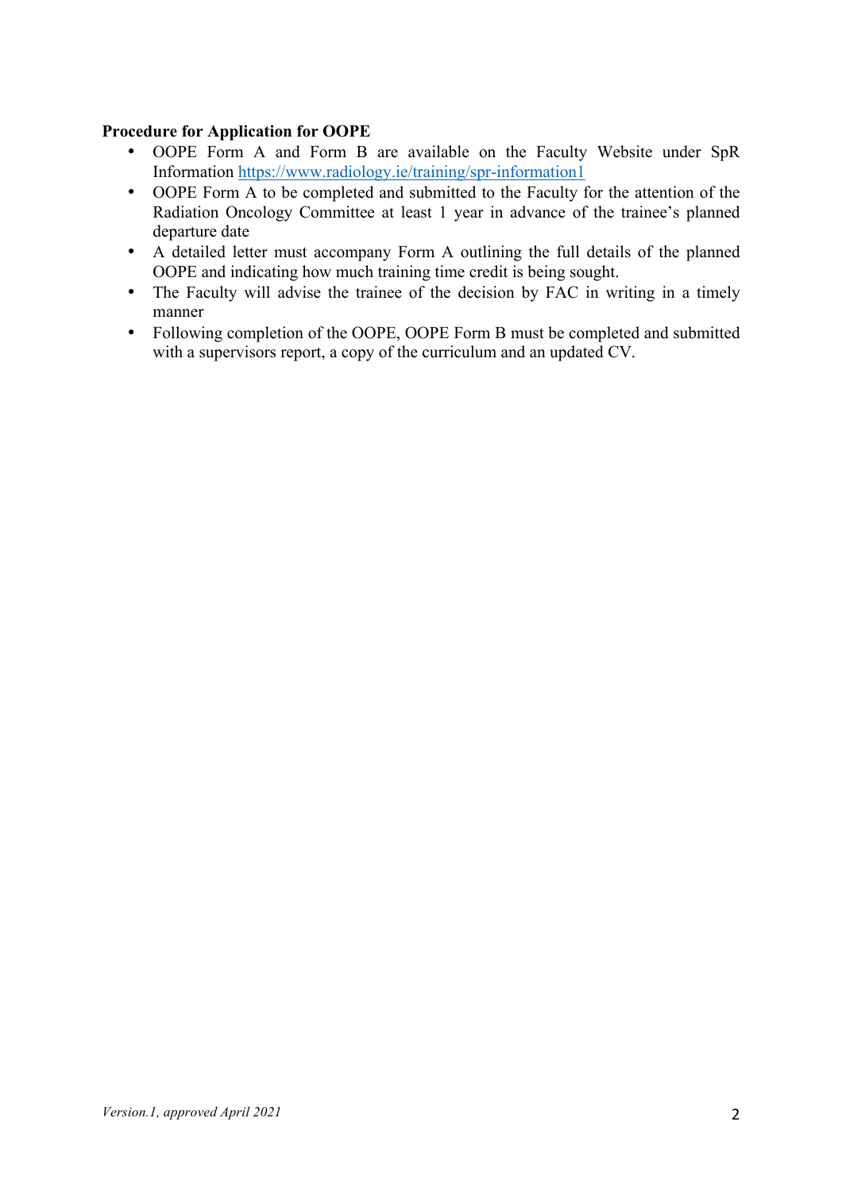**Procedure for Application for OOPE**

- OOPE Form A and Form B are available on the Faculty Website under SpR Information https://www.radiology.ie/training/spr-information1
- OOPE Form A to be completed and submitted to the Faculty for the attention of the Radiation Oncology Committee at least 1 year in advance of the trainee's planned departure date
- A detailed letter must accompany Form A outlining the full details of the planned OOPE and indicating how much training time credit is being sought.
- The Faculty will advise the trainee of the decision by FAC in writing in a timely manner
- Following completion of the OOPE, OOPE Form B must be completed and submitted with a supervisors report, a copy of the curriculum and an updated CV.

*Version.1, approved April 2021*